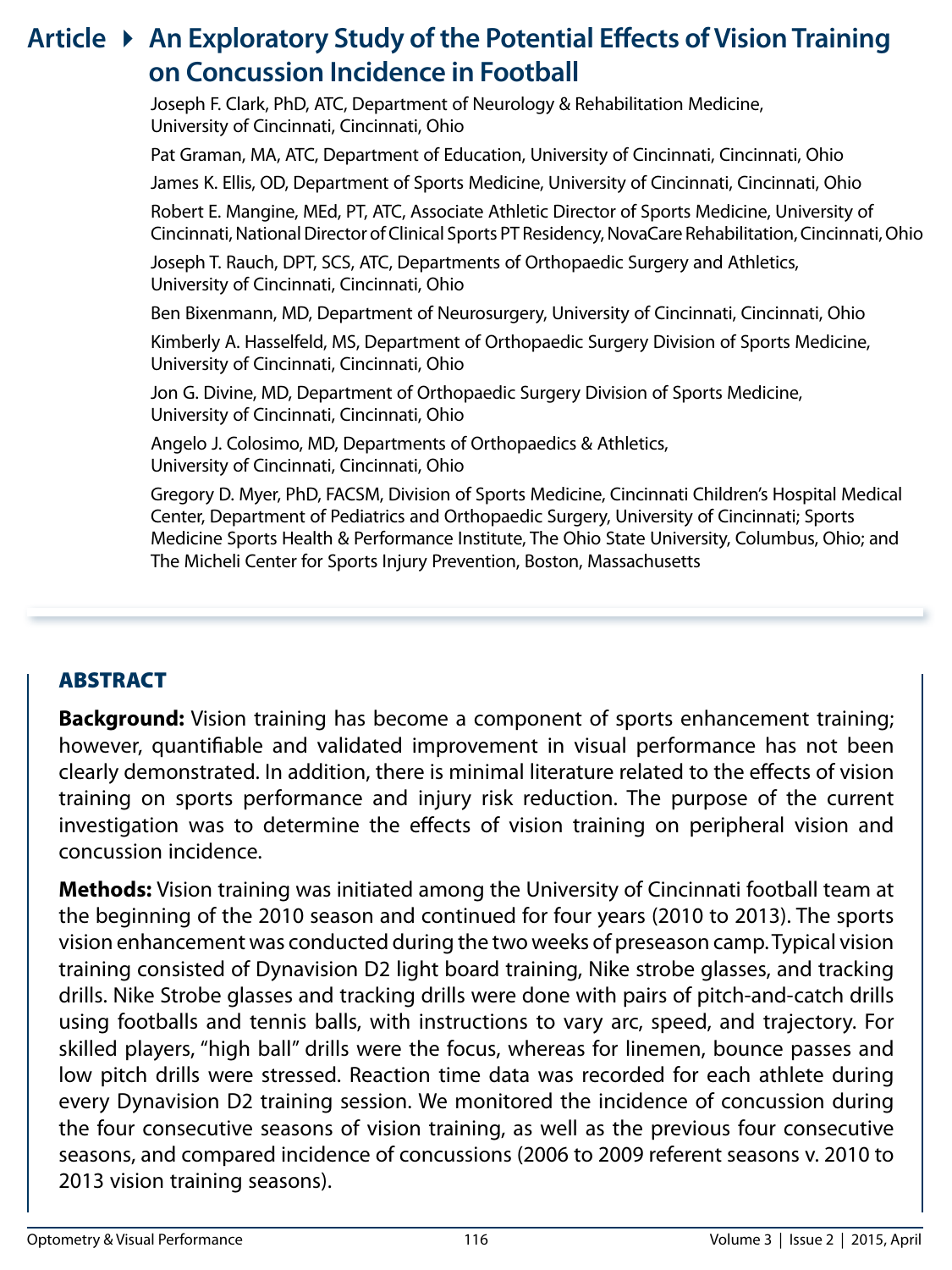# Article ▸ An Exploratory Study of the Potential Effects of Vision Training on Concussion Incidence in Football

Joseph F. Clark, PhD, ATC, Department of Neurology & Rehabilitation Medicine, University of Cincinnati, Cincinnati, Ohio

Pat Graman, MA, ATC, Department of Education, University of Cincinnati, Cincinnati, Ohio

James K. Ellis, OD, Department of Sports Medicine, University of Cincinnati, Cincinnati, Ohio

Robert E. Mangine, MEd, PT, ATC, Associate Athletic Director of Sports Medicine, University of Cincinnati, National Director of Clinical Sports PT Residency, NovaCare Rehabilitation, Cincinnati, Ohio

Joseph T. Rauch, DPT, SCS, ATC, Departments of Orthopaedic Surgery and Athletics, University of Cincinnati, Cincinnati, Ohio

Ben Bixenmann, MD, Department of Neurosurgery, University of Cincinnati, Cincinnati, Ohio

Kimberly A. Hasselfeld, MS, Department of Orthopaedic Surgery Division of Sports Medicine, University of Cincinnati, Cincinnati, Ohio

Jon G. Divine, MD, Department of Orthopaedic Surgery Division of Sports Medicine, University of Cincinnati, Cincinnati, Ohio

Angelo J. Colosimo, MD, Departments of Orthopaedics & Athletics, University of Cincinnati, Cincinnati, Ohio

Gregory D. Myer, PhD, FACSM, Division of Sports Medicine, Cincinnati Children's Hospital Medical Center, Department of Pediatrics and Orthopaedic Surgery, University of Cincinnati; Sports Medicine Sports Health & Performance Institute, The Ohio State University, Columbus, Ohio; and The Micheli Center for Sports Injury Prevention, Boston, Massachusetts

## ABSTRACT

**Background:** Vision training has become a component of sports enhancement training; however, quantifiable and validated improvement in visual performance has not been clearly demonstrated. In addition, there is minimal literature related to the effects of vision training on sports performance and injury risk reduction. The purpose of the current investigation was to determine the effects of vision training on peripheral vision and concussion incidence.

**Methods:** Vision training was initiated among the University of Cincinnati football team at the beginning of the 2010 season and continued for four years (2010 to 2013). The sports vision enhancement was conducted during the two weeks of preseason camp. Typical vision training consisted of Dynavision D2 light board training, Nike strobe glasses, and tracking drills. Nike Strobe glasses and tracking drills were done with pairs of pitch-and-catch drills using footballs and tennis balls, with instructions to vary arc, speed, and trajectory. For skilled players, "high ball" drills were the focus, whereas for linemen, bounce passes and low pitch drills were stressed. Reaction time data was recorded for each athlete during every Dynavision D2 training session. We monitored the incidence of concussion during the four consecutive seasons of vision training, as well as the previous four consecutive seasons, and compared incidence of concussions (2006 to 2009 referent seasons v. 2010 to 2013 vision training seasons).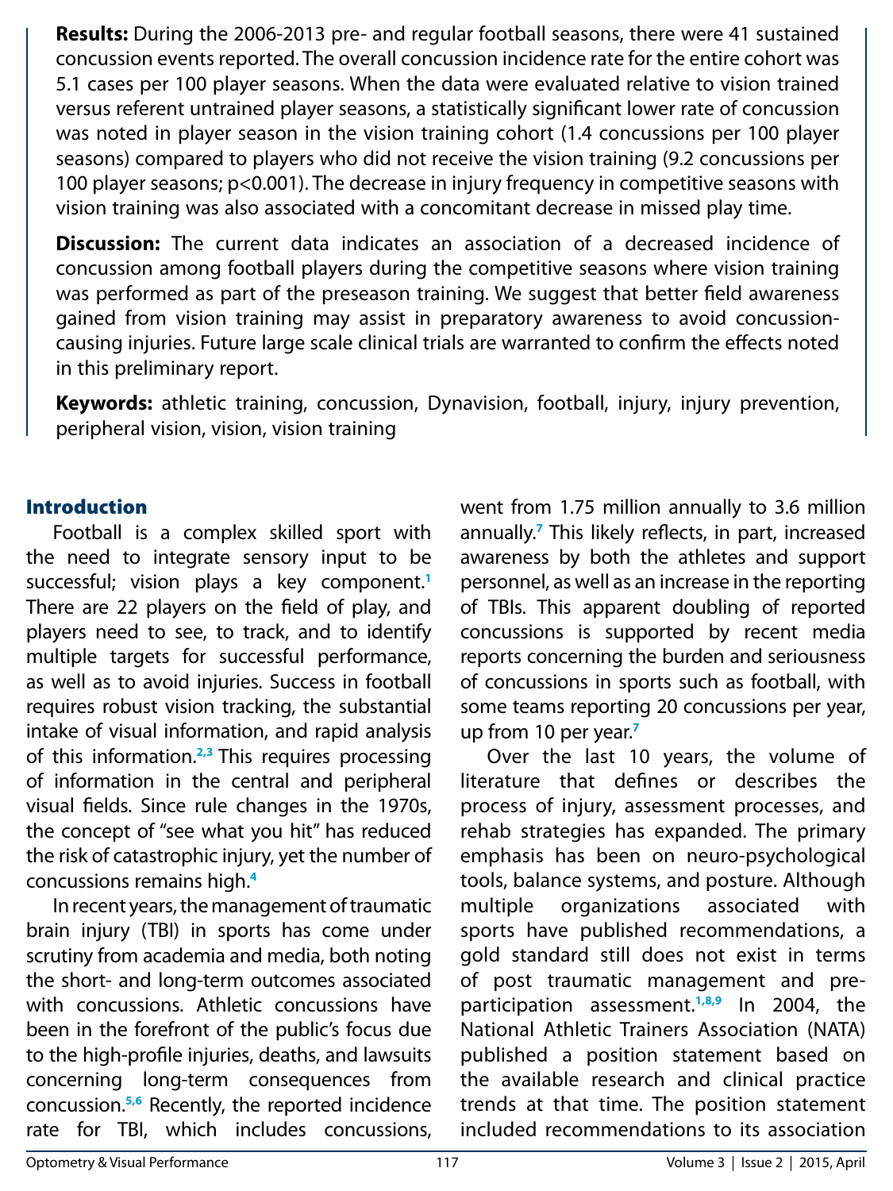**Results:** During the 2006-2013 pre- and regular football seasons, there were 41 sustained concussion events reported. The overall concussion incidence rate for the entire cohort was 5.1 cases per 100 player seasons. When the data were evaluated relative to vision trained versus referent untrained player seasons, a statistically significant lower rate of concussion was noted in player season in the vision training cohort (1.4 concussions per 100 player seasons) compared to players who did not receive the vision training (9.2 concussions per 100 player seasons; $p<0.001$). The decrease in injury frequency in competitive seasons with vision training was also associated with a concomitant decrease in missed play time.

**Discussion:** The current data indicates an association of a decreased incidence of concussion among football players during the competitive seasons where vision training was performed as part of the preseason training. We suggest that better field awareness gained from vision training may assist in preparatory awareness to avoid concussion-causing injuries. Future large scale clinical trials are warranted to confirm the effects noted in this preliminary report.

**Keywords:** athletic training, concussion, Dynavision, football, injury, injury prevention, peripheral vision, vision, vision training

## Introduction

Football is a complex skilled sport with the need to integrate sensory input to be successful; vision plays a key component.[1] There are 22 players on the field of play, and players need to see, to track, and to identify multiple targets for successful performance, as well as to avoid injuries. Success in football requires robust vision tracking, the substantial intake of visual information, and rapid analysis of this information.[2,3] This requires processing of information in the central and peripheral visual fields. Since rule changes in the 1970s, the concept of "see what you hit" has reduced the risk of catastrophic injury, yet the number of concussions remains high.[4]

In recent years, the management of traumatic brain injury (TBI) in sports has come under scrutiny from academia and media, both noting the short- and long-term outcomes associated with concussions. Athletic concussions have been in the forefront of the public's focus due to the high-profile injuries, deaths, and lawsuits concerning long-term consequences from concussion.[5,6] Recently, the reported incidence rate for TBI, which includes concussions, went from 1.75 million annually to 3.6 million annually.[7] This likely reflects, in part, increased awareness by both the athletes and support personnel, as well as an increase in the reporting of TBIs. This apparent doubling of reported concussions is supported by recent media reports concerning the burden and seriousness of concussions in sports such as football, with some teams reporting 20 concussions per year, up from 10 per year.[7]

Over the last 10 years, the volume of literature that defines or describes the process of injury, assessment processes, and rehab strategies has expanded. The primary emphasis has been on neuro-psychological tools, balance systems, and posture. Although multiple organizations associated with sports have published recommendations, a gold standard still does not exist in terms of post traumatic management and pre-participation assessment.[1,8,9] In 2004, the National Athletic Trainers Association (NATA) published a position statement based on the available research and clinical practice trends at that time. The position statement included recommendations to its association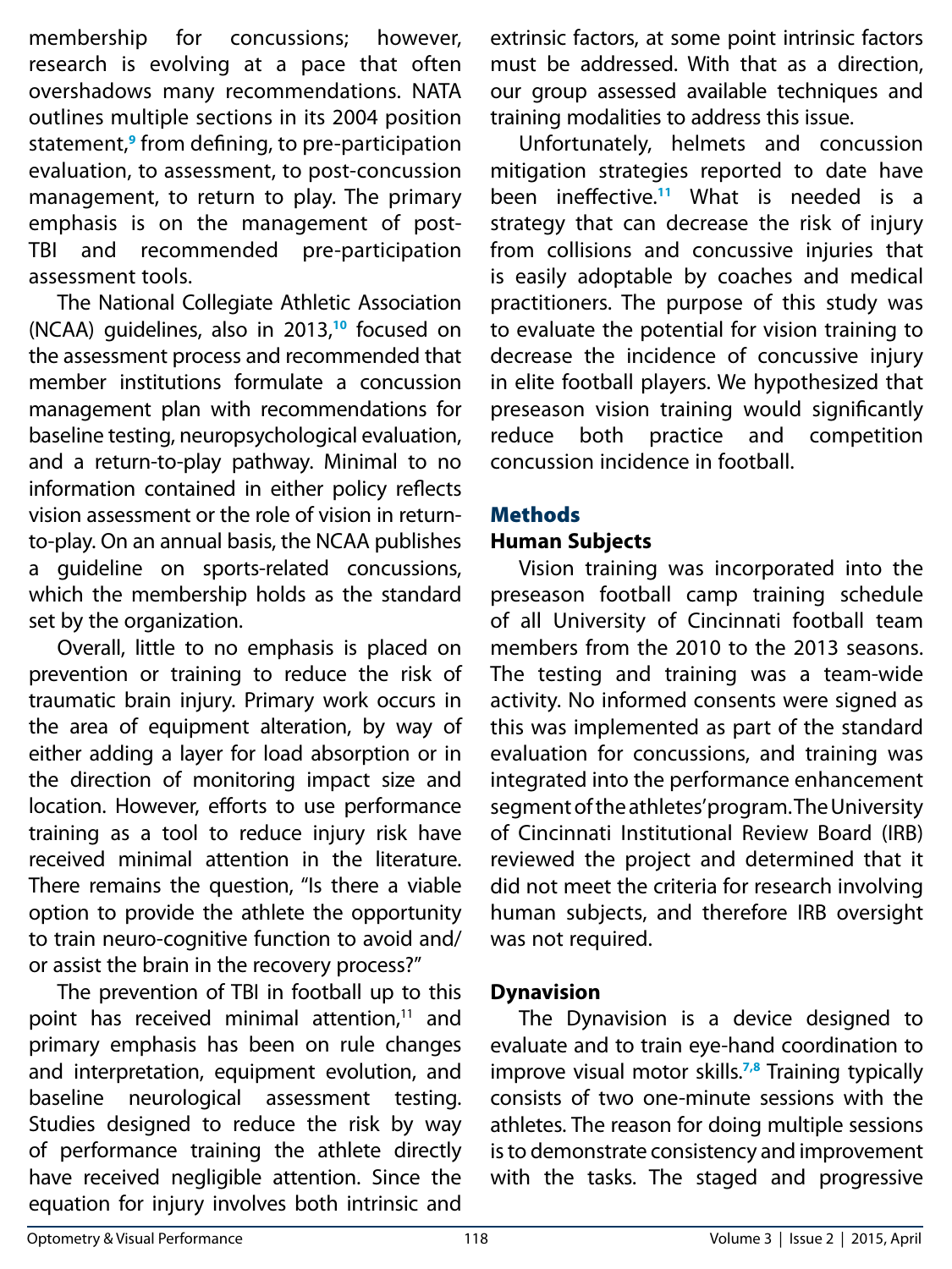membership for concussions; however, research is evolving at a pace that often overshadows many recommendations. NATA outlines multiple sections in its 2004 position statement,[9] from defining, to pre-participation evaluation, to assessment, to post-concussion management, to return to play. The primary emphasis is on the management of post-TBI and recommended pre-participation assessment tools.

The National Collegiate Athletic Association (NCAA) guidelines, also in 2013,[10] focused on the assessment process and recommended that member institutions formulate a concussion management plan with recommendations for baseline testing, neuropsychological evaluation, and a return-to-play pathway. Minimal to no information contained in either policy reflects vision assessment or the role of vision in return-to-play. On an annual basis, the NCAA publishes a guideline on sports-related concussions, which the membership holds as the standard set by the organization.

Overall, little to no emphasis is placed on prevention or training to reduce the risk of traumatic brain injury. Primary work occurs in the area of equipment alteration, by way of either adding a layer for load absorption or in the direction of monitoring impact size and location. However, efforts to use performance training as a tool to reduce injury risk have received minimal attention in the literature. There remains the question, "Is there a viable option to provide the athlete the opportunity to train neuro-cognitive function to avoid and/or assist the brain in the recovery process?"

The prevention of TBI in football up to this point has received minimal attention,[11] and primary emphasis has been on rule changes and interpretation, equipment evolution, and baseline neurological assessment testing. Studies designed to reduce the risk by way of performance training the athlete directly have received negligible attention. Since the equation for injury involves both intrinsic and extrinsic factors, at some point intrinsic factors must be addressed. With that as a direction, our group assessed available techniques and training modalities to address this issue.

Unfortunately, helmets and concussion mitigation strategies reported to date have been ineffective.[11] What is needed is a strategy that can decrease the risk of injury from collisions and concussive injuries that is easily adoptable by coaches and medical practitioners. The purpose of this study was to evaluate the potential for vision training to decrease the incidence of concussive injury in elite football players. We hypothesized that preseason vision training would significantly reduce both practice and competition concussion incidence in football.

## Methods

### Human Subjects

Vision training was incorporated into the preseason football camp training schedule of all University of Cincinnati football team members from the 2010 to the 2013 seasons. The testing and training was a team-wide activity. No informed consents were signed as this was implemented as part of the standard evaluation for concussions, and training was integrated into the performance enhancement segment of the athletes' program. The University of Cincinnati Institutional Review Board (IRB) reviewed the project and determined that it did not meet the criteria for research involving human subjects, and therefore IRB oversight was not required.

### Dynavision

The Dynavision is a device designed to evaluate and to train eye-hand coordination to improve visual motor skills.[7,8] Training typically consists of two one-minute sessions with the athletes. The reason for doing multiple sessions is to demonstrate consistency and improvement with the tasks. The staged and progressive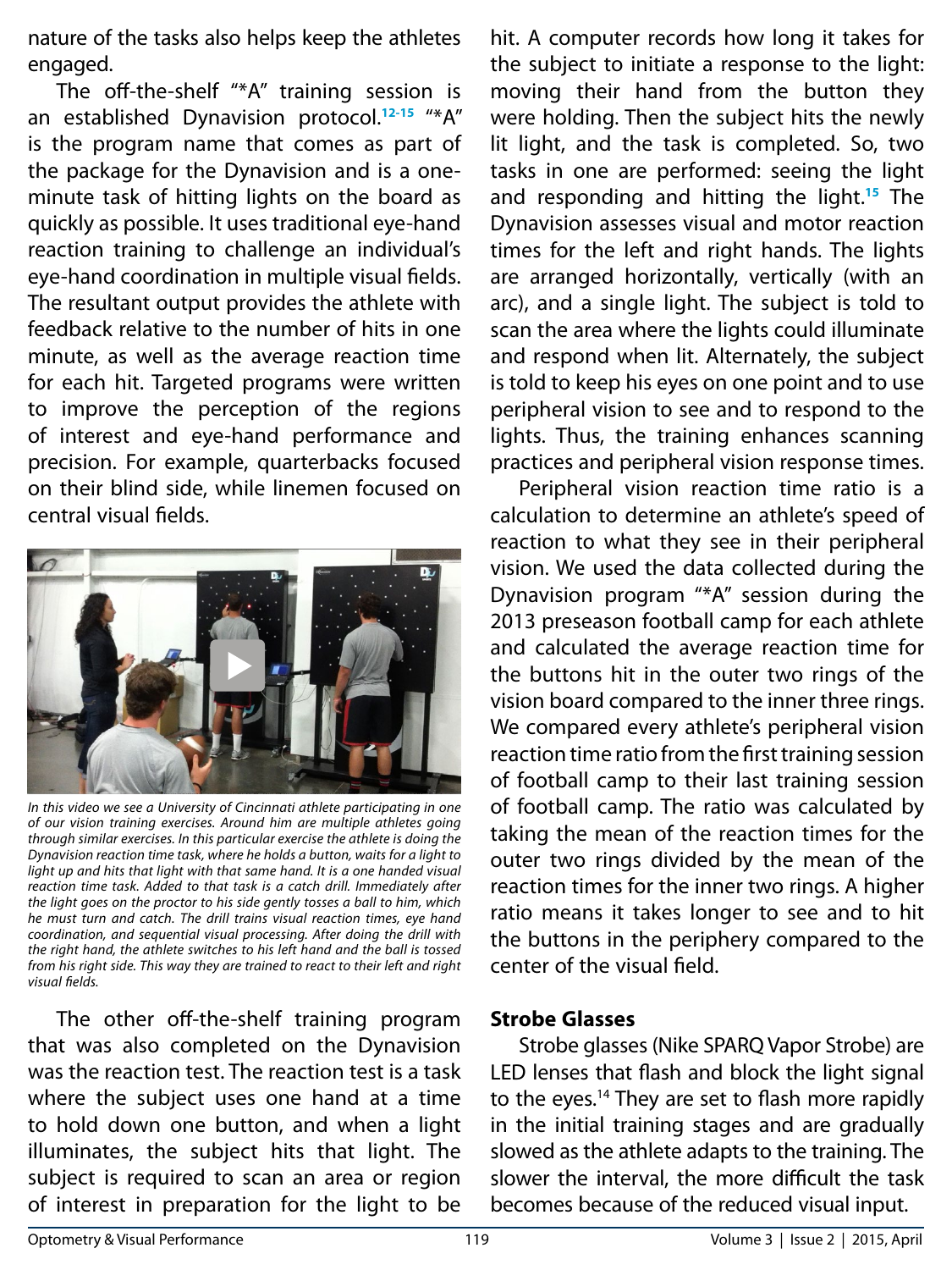nature of the tasks also helps keep the athletes engaged.

The off-the-shelf "*A" training session is an established Dynavision protocol.[12-15] "*A" is the program name that comes as part of the package for the Dynavision and is a one-minute task of hitting lights on the board as quickly as possible. It uses traditional eye-hand reaction training to challenge an individual's eye-hand coordination in multiple visual fields. The resultant output provides the athlete with feedback relative to the number of hits in one minute, as well as the average reaction time for each hit. Targeted programs were written to improve the perception of the regions of interest and eye-hand performance and precision. For example, quarterbacks focused on their blind side, while linemen focused on central visual fields.

*In this video we see a University of Cincinnati athlete participating in one of our vision training exercises. Around him are multiple athletes going through similar exercises. In this particular exercise the athlete is doing the Dynavision reaction time task, where he holds a button, waits for a light to light up and hits that light with that same hand. It is a one handed visual reaction time task. Added to that task is a catch drill. Immediately after the light goes on the proctor to his side gently tosses a ball to him, which he must turn and catch. The drill trains visual reaction times, eye hand coordination, and sequential visual processing. After doing the drill with the right hand, the athlete switches to his left hand and the ball is tossed from his right side. This way they are trained to react to their left and right visual fields.*

The other off-the-shelf training program that was also completed on the Dynavision was the reaction test. The reaction test is a task where the subject uses one hand at a time to hold down one button, and when a light illuminates, the subject hits that light. The subject is required to scan an area or region of interest in preparation for the light to be hit. A computer records how long it takes for the subject to initiate a response to the light: moving their hand from the button they were holding. Then the subject hits the newly lit light, and the task is completed. So, two tasks in one are performed: seeing the light and responding and hitting the light.[15] The Dynavision assesses visual and motor reaction times for the left and right hands. The lights are arranged horizontally, vertically (with an arc), and a single light. The subject is told to scan the area where the lights could illuminate and respond when lit. Alternately, the subject is told to keep his eyes on one point and to use peripheral vision to see and to respond to the lights. Thus, the training enhances scanning practices and peripheral vision response times.

Peripheral vision reaction time ratio is a calculation to determine an athlete's speed of reaction to what they see in their peripheral vision. We used the data collected during the Dynavision program "*A" session during the 2013 preseason football camp for each athlete and calculated the average reaction time for the buttons hit in the outer two rings of the vision board compared to the inner three rings. We compared every athlete's peripheral vision reaction time ratio from the first training session of football camp to their last training session of football camp. The ratio was calculated by taking the mean of the reaction times for the outer two rings divided by the mean of the reaction times for the inner two rings. A higher ratio means it takes longer to see and to hit the buttons in the periphery compared to the center of the visual field.

### Strobe Glasses

Strobe glasses (Nike SPARQ Vapor Strobe) are LED lenses that flash and block the light signal to the eyes.[14] They are set to flash more rapidly in the initial training stages and are gradually slowed as the athlete adapts to the training. The slower the interval, the more difficult the task becomes because of the reduced visual input.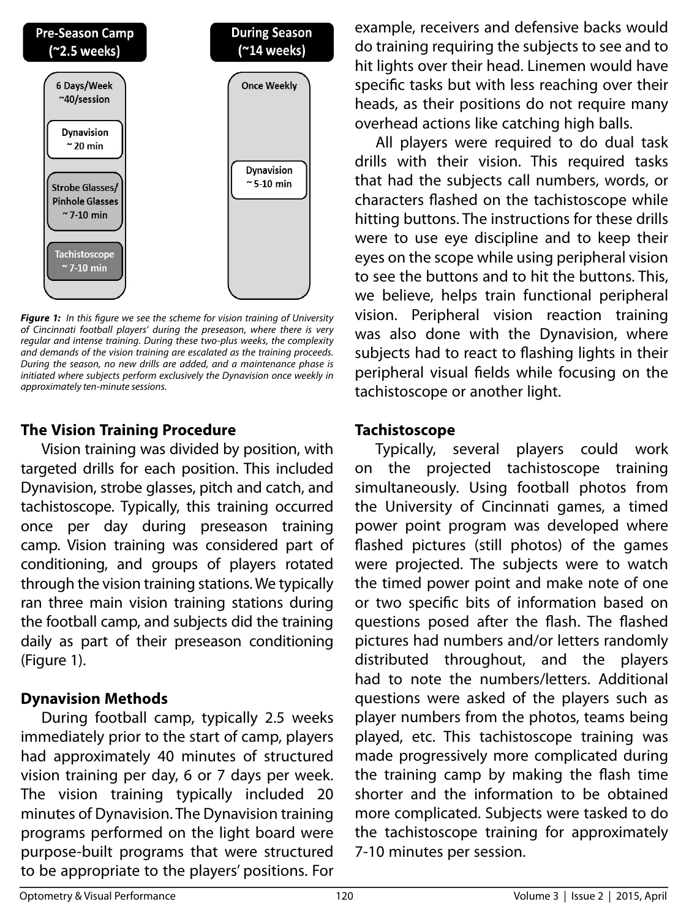**Pre-Season Camp (~2.5 weeks)**

6 Days/Week ~40/session

- Dynavision ~ 20 min
- Strobe Glasses/ Pinhole Glasses ~ 7-10 min
- Tachistoscope ~ 7-10 min

**During Season (~14 weeks)**

Once Weekly

- Dynavision ~ 5-10 min

***Figure 1:*** *In this figure we see the scheme for vision training of University of Cincinnati football players' during the preseason, where there is very regular and intense training. During these two-plus weeks, the complexity and demands of the vision training are escalated as the training proceeds. During the season, no new drills are added, and a maintenance phase is initiated where subjects perform exclusively the Dynavision once weekly in approximately ten-minute sessions.*

## The Vision Training Procedure

Vision training was divided by position, with targeted drills for each position. This included Dynavision, strobe glasses, pitch and catch, and tachistoscope. Typically, this training occurred once per day during preseason training camp. Vision training was considered part of conditioning, and groups of players rotated through the vision training stations. We typically ran three main vision training stations during the football camp, and subjects did the training daily as part of their preseason conditioning (Figure 1).

## Dynavision Methods

During football camp, typically 2.5 weeks immediately prior to the start of camp, players had approximately 40 minutes of structured vision training per day, 6 or 7 days per week. The vision training typically included 20 minutes of Dynavision. The Dynavision training programs performed on the light board were purpose-built programs that were structured to be appropriate to the players' positions. For example, receivers and defensive backs would do training requiring the subjects to see and to hit lights over their head. Linemen would have specific tasks but with less reaching over their heads, as their positions do not require many overhead actions like catching high balls.

All players were required to do dual task drills with their vision. This required tasks that had the subjects call numbers, words, or characters flashed on the tachistoscope while hitting buttons. The instructions for these drills were to use eye discipline and to keep their eyes on the scope while using peripheral vision to see the buttons and to hit the buttons. This, we believe, helps train functional peripheral vision. Peripheral vision reaction training was also done with the Dynavision, where subjects had to react to flashing lights in their peripheral visual fields while focusing on the tachistoscope or another light.

## Tachistoscope

Typically, several players could work on the projected tachistoscope training simultaneously. Using football photos from the University of Cincinnati games, a timed power point program was developed where flashed pictures (still photos) of the games were projected. The subjects were to watch the timed power point and make note of one or two specific bits of information based on questions posed after the flash. The flashed pictures had numbers and/or letters randomly distributed throughout, and the players had to note the numbers/letters. Additional questions were asked of the players such as player numbers from the photos, teams being played, etc. This tachistoscope training was made progressively more complicated during the training camp by making the flash time shorter and the information to be obtained more complicated. Subjects were tasked to do the tachistoscope training for approximately 7-10 minutes per session.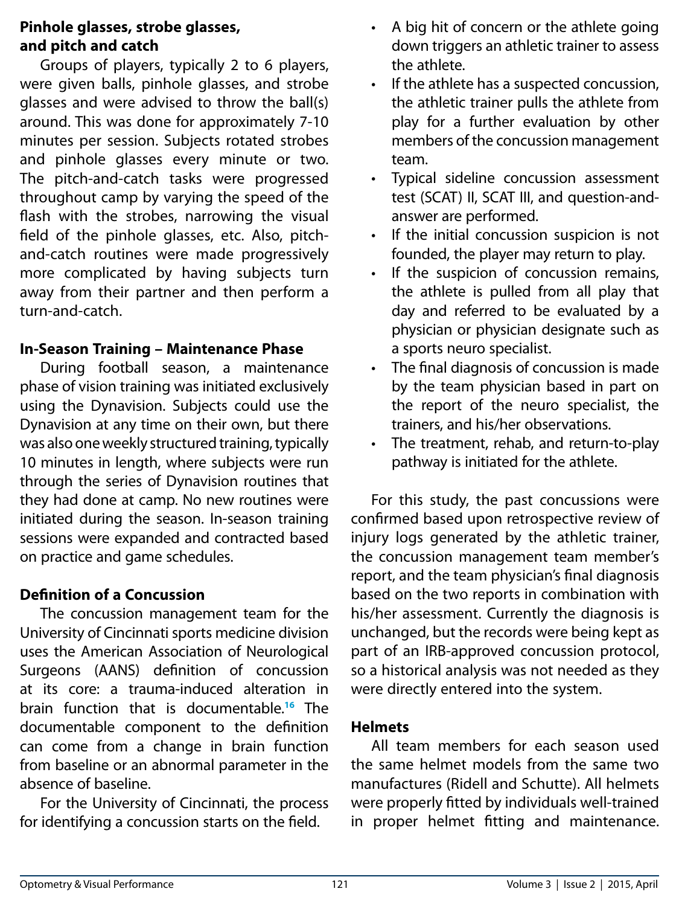### Pinhole glasses, strobe glasses, and pitch and catch

Groups of players, typically 2 to 6 players, were given balls, pinhole glasses, and strobe glasses and were advised to throw the ball(s) around. This was done for approximately 7-10 minutes per session. Subjects rotated strobes and pinhole glasses every minute or two. The pitch-and-catch tasks were progressed throughout camp by varying the speed of the flash with the strobes, narrowing the visual field of the pinhole glasses, etc. Also, pitch-and-catch routines were made progressively more complicated by having subjects turn away from their partner and then perform a turn-and-catch.

### In-Season Training – Maintenance Phase

During football season, a maintenance phase of vision training was initiated exclusively using the Dynavision. Subjects could use the Dynavision at any time on their own, but there was also one weekly structured training, typically 10 minutes in length, where subjects were run through the series of Dynavision routines that they had done at camp. No new routines were initiated during the season. In-season training sessions were expanded and contracted based on practice and game schedules.

### Definition of a Concussion

The concussion management team for the University of Cincinnati sports medicine division uses the American Association of Neurological Surgeons (AANS) definition of concussion at its core: a trauma-induced alteration in brain function that is documentable.[16] The documentable component to the definition can come from a change in brain function from baseline or an abnormal parameter in the absence of baseline.

For the University of Cincinnati, the process for identifying a concussion starts on the field.

- A big hit of concern or the athlete going down triggers an athletic trainer to assess the athlete.
- If the athlete has a suspected concussion, the athletic trainer pulls the athlete from play for a further evaluation by other members of the concussion management team.
- Typical sideline concussion assessment test (SCAT) II, SCAT III, and question-and-answer are performed.
- If the initial concussion suspicion is not founded, the player may return to play.
- If the suspicion of concussion remains, the athlete is pulled from all play that day and referred to be evaluated by a physician or physician designate such as a sports neuro specialist.
- The final diagnosis of concussion is made by the team physician based in part on the report of the neuro specialist, the trainers, and his/her observations.
- The treatment, rehab, and return-to-play pathway is initiated for the athlete.

For this study, the past concussions were confirmed based upon retrospective review of injury logs generated by the athletic trainer, the concussion management team member's report, and the team physician's final diagnosis based on the two reports in combination with his/her assessment. Currently the diagnosis is unchanged, but the records were being kept as part of an IRB-approved concussion protocol, so a historical analysis was not needed as they were directly entered into the system.

### Helmets

All team members for each season used the same helmet models from the same two manufactures (Ridell and Schutte). All helmets were properly fitted by individuals well-trained in proper helmet fitting and maintenance.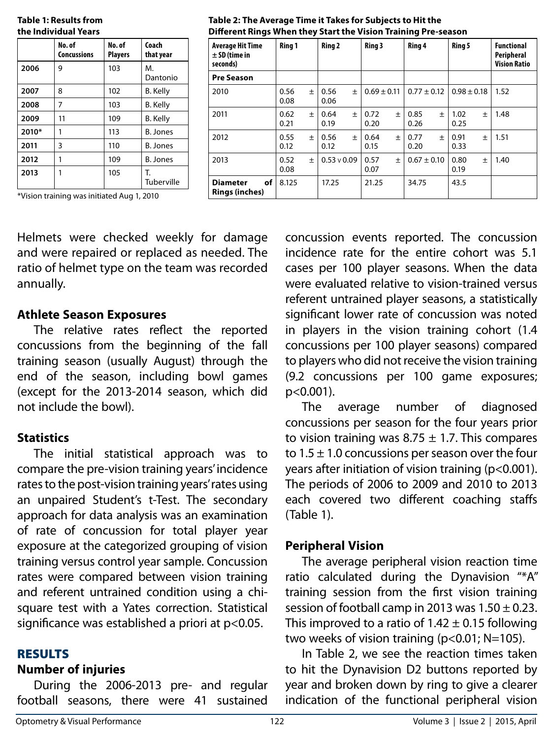**Table 1: Results from the Individual Years**

| | No. of Concussions | No. of Players | Coach that year |
|---|---|---|---|
| **2006** | 9 | 103 | M. Dantonio |
| **2007** | 8 | 102 | B. Kelly |
| **2008** | 7 | 103 | B. Kelly |
| **2009** | 11 | 109 | B. Kelly |
| **2010*** | 1 | 113 | B. Jones |
| **2011** | 3 | 110 | B. Jones |
| **2012** | 1 | 109 | B. Jones |
| **2013** | 1 | 105 | T. Tuberville |

*Vision training was initiated Aug 1, 2010

**Table 2: The Average Time it Takes for Subjects to Hit the Different Rings When they Start the Vision Training Pre-season**

| Average Hit Time ± SD (time in seconds) | Ring 1 | Ring 2 | Ring 3 | Ring 4 | Ring 5 | Functional Peripheral Vision Ratio |
|---|---|---|---|---|---|---|
| **Pre Season** | | | | | | |
| 2010 | 0.56 ± 0.08 | 0.56 ± 0.06 | 0.69 ± 0.11 | 0.77 ± 0.12 | 0.98 ± 0.18 | 1.52 |
| 2011 | 0.62 ± 0.21 | 0.64 ± 0.19 | 0.72 ± 0.20 | 0.85 ± 0.26 | 1.02 ± 0.25 | 1.48 |
| 2012 | 0.55 ± 0.12 | 0.56 ± 0.12 | 0.64 ± 0.15 | 0.77 ± 0.20 | 0.91 ± 0.33 | 1.51 |
| 2013 | 0.52 ± 0.08 | 0.53 v 0.09 | 0.57 ± 0.07 | 0.67 ± 0.10 | 0.80 ± 0.19 | 1.40 |
| **Diameter of Rings (inches)** | 8.125 | 17.25 | 21.25 | 34.75 | 43.5 | |

Helmets were checked weekly for damage and were repaired or replaced as needed. The ratio of helmet type on the team was recorded annually.

### Athlete Season Exposures

The relative rates reflect the reported concussions from the beginning of the fall training season (usually August) through the end of the season, including bowl games (except for the 2013-2014 season, which did not include the bowl).

### Statistics

The initial statistical approach was to compare the pre-vision training years' incidence rates to the post-vision training years' rates using an unpaired Student's t-Test. The secondary approach for data analysis was an examination of rate of concussion for total player year exposure at the categorized grouping of vision training versus control year sample. Concussion rates were compared between vision training and referent untrained condition using a chi-square test with a Yates correction. Statistical significance was established a priori at $p<0.05$.

## RESULTS

### Number of injuries

During the 2006-2013 pre- and regular football seasons, there were 41 sustained concussion events reported. The concussion incidence rate for the entire cohort was 5.1 cases per 100 player seasons. When the data were evaluated relative to vision-trained versus referent untrained player seasons, a statistically significant lower rate of concussion was noted in players in the vision training cohort (1.4 concussions per 100 player seasons) compared to players who did not receive the vision training (9.2 concussions per 100 game exposures; $p<0.001$).

The average number of diagnosed concussions per season for the four years prior to vision training was 8.75 ± 1.7. This compares to 1.5 ± 1.0 concussions per season over the four years after initiation of vision training ($p<0.001$). The periods of 2006 to 2009 and 2010 to 2013 each covered two different coaching staffs (Table 1).

### Peripheral Vision

The average peripheral vision reaction time ratio calculated during the Dynavision "*A" training session from the first vision training session of football camp in 2013 was 1.50 ± 0.23. This improved to a ratio of 1.42 ± 0.15 following two weeks of vision training ($p<0.01$; N=105).

In Table 2, we see the reaction times taken to hit the Dynavision D2 buttons reported by year and broken down by ring to give a clearer indication of the functional peripheral vision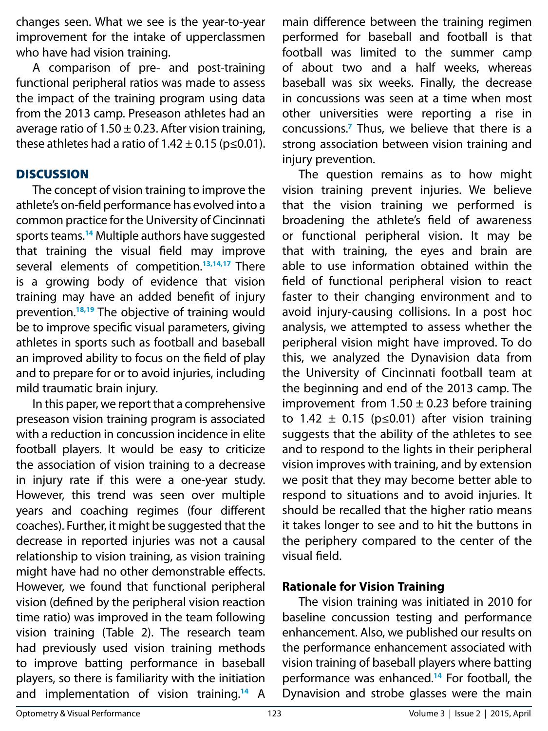changes seen. What we see is the year-to-year improvement for the intake of upperclassmen who have had vision training.

A comparison of pre- and post-training functional peripheral ratios was made to assess the impact of the training program using data from the 2013 camp. Preseason athletes had an average ratio of $1.50 \pm 0.23$. After vision training, these athletes had a ratio of $1.42 \pm 0.15$ ($p \leq 0.01$).

## DISCUSSION

The concept of vision training to improve the athlete's on-field performance has evolved into a common practice for the University of Cincinnati sports teams.[14] Multiple authors have suggested that training the visual field may improve several elements of competition.[13,14,17] There is a growing body of evidence that vision training may have an added benefit of injury prevention.[18,19] The objective of training would be to improve specific visual parameters, giving athletes in sports such as football and baseball an improved ability to focus on the field of play and to prepare for or to avoid injuries, including mild traumatic brain injury.

In this paper, we report that a comprehensive preseason vision training program is associated with a reduction in concussion incidence in elite football players. It would be easy to criticize the association of vision training to a decrease in injury rate if this were a one-year study. However, this trend was seen over multiple years and coaching regimes (four different coaches). Further, it might be suggested that the decrease in reported injuries was not a causal relationship to vision training, as vision training might have had no other demonstrable effects. However, we found that functional peripheral vision (defined by the peripheral vision reaction time ratio) was improved in the team following vision training (Table 2). The research team had previously used vision training methods to improve batting performance in baseball players, so there is familiarity with the initiation and implementation of vision training.[14] A main difference between the training regimen performed for baseball and football is that football was limited to the summer camp of about two and a half weeks, whereas baseball was six weeks. Finally, the decrease in concussions was seen at a time when most other universities were reporting a rise in concussions.[7] Thus, we believe that there is a strong association between vision training and injury prevention.

The question remains as to how might vision training prevent injuries. We believe that the vision training we performed is broadening the athlete's field of awareness or functional peripheral vision. It may be that with training, the eyes and brain are able to use information obtained within the field of functional peripheral vision to react faster to their changing environment and to avoid injury-causing collisions. In a post hoc analysis, we attempted to assess whether the peripheral vision might have improved. To do this, we analyzed the Dynavision data from the University of Cincinnati football team at the beginning and end of the 2013 camp. The improvement from $1.50 \pm 0.23$ before training to $1.42 \pm 0.15$ ($p \leq 0.01$) after vision training suggests that the ability of the athletes to see and to respond to the lights in their peripheral vision improves with training, and by extension we posit that they may become better able to respond to situations and to avoid injuries. It should be recalled that the higher ratio means it takes longer to see and to hit the buttons in the periphery compared to the center of the visual field.

### Rationale for Vision Training

The vision training was initiated in 2010 for baseline concussion testing and performance enhancement. Also, we published our results on the performance enhancement associated with vision training of baseball players where batting performance was enhanced.[14] For football, the Dynavision and strobe glasses were the main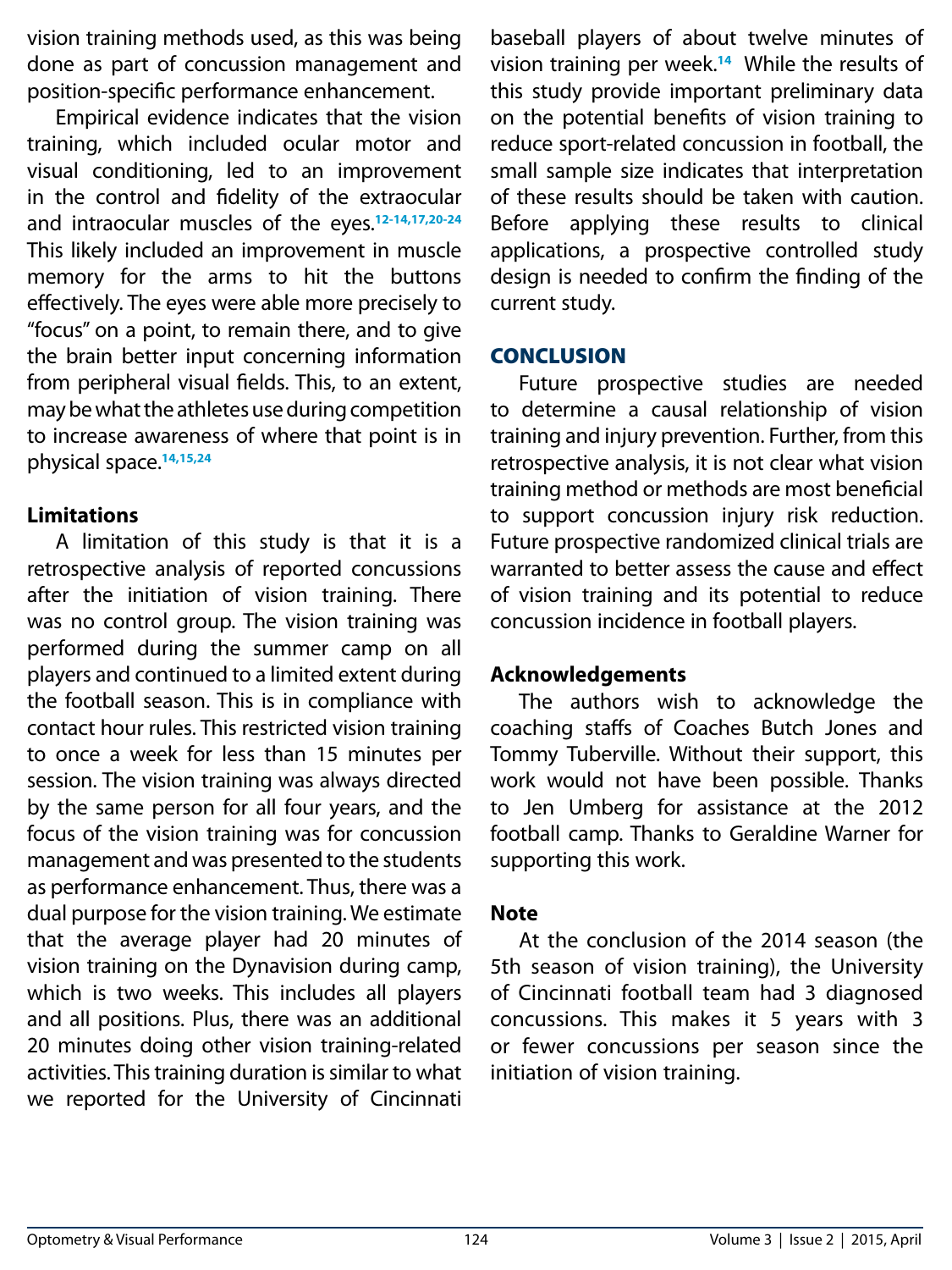vision training methods used, as this was being done as part of concussion management and position-specific performance enhancement.

Empirical evidence indicates that the vision training, which included ocular motor and visual conditioning, led to an improvement in the control and fidelity of the extraocular and intraocular muscles of the eyes.[12-14,17,20-24] This likely included an improvement in muscle memory for the arms to hit the buttons effectively. The eyes were able more precisely to "focus" on a point, to remain there, and to give the brain better input concerning information from peripheral visual fields. This, to an extent, may be what the athletes use during competition to increase awareness of where that point is in physical space.[14,15,24]

### Limitations

A limitation of this study is that it is a retrospective analysis of reported concussions after the initiation of vision training. There was no control group. The vision training was performed during the summer camp on all players and continued to a limited extent during the football season. This is in compliance with contact hour rules. This restricted vision training to once a week for less than 15 minutes per session. The vision training was always directed by the same person for all four years, and the focus of the vision training was for concussion management and was presented to the students as performance enhancement. Thus, there was a dual purpose for the vision training. We estimate that the average player had 20 minutes of vision training on the Dynavision during camp, which is two weeks. This includes all players and all positions. Plus, there was an additional 20 minutes doing other vision training-related activities. This training duration is similar to what we reported for the University of Cincinnati baseball players of about twelve minutes of vision training per week.[14] While the results of this study provide important preliminary data on the potential benefits of vision training to reduce sport-related concussion in football, the small sample size indicates that interpretation of these results should be taken with caution. Before applying these results to clinical applications, a prospective controlled study design is needed to confirm the finding of the current study.

## CONCLUSION

Future prospective studies are needed to determine a causal relationship of vision training and injury prevention. Further, from this retrospective analysis, it is not clear what vision training method or methods are most beneficial to support concussion injury risk reduction. Future prospective randomized clinical trials are warranted to better assess the cause and effect of vision training and its potential to reduce concussion incidence in football players.

### Acknowledgements

The authors wish to acknowledge the coaching staffs of Coaches Butch Jones and Tommy Tuberville. Without their support, this work would not have been possible. Thanks to Jen Umberg for assistance at the 2012 football camp. Thanks to Geraldine Warner for supporting this work.

### Note

At the conclusion of the 2014 season (the 5th season of vision training), the University of Cincinnati football team had 3 diagnosed concussions. This makes it 5 years with 3 or fewer concussions per season since the initiation of vision training.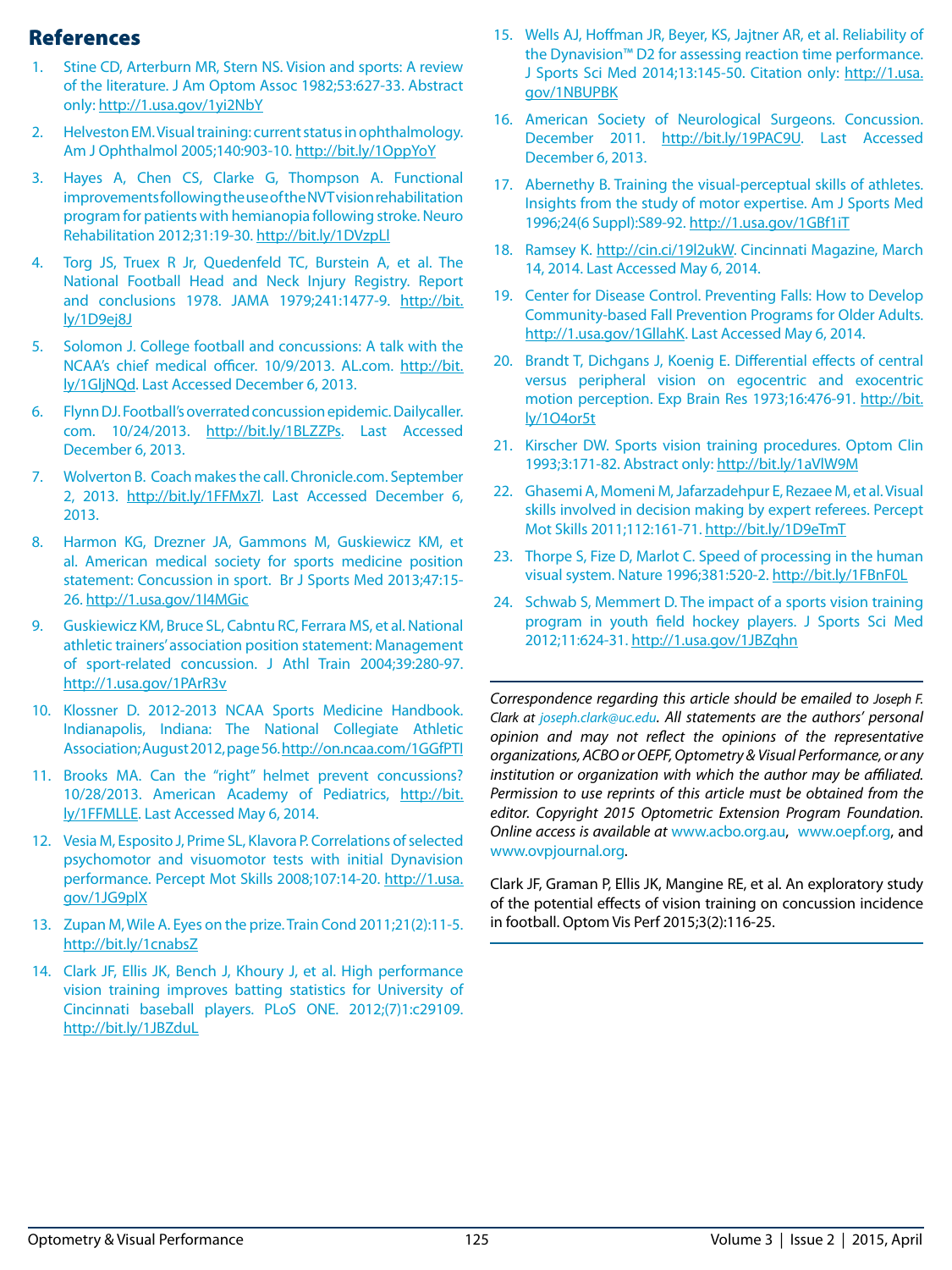## References

1. Stine CD, Arterburn MR, Stern NS. Vision and sports: A review of the literature. J Am Optom Assoc 1982;53:627-33. Abstract only: http://1.usa.gov/1yi2NbY
2. Helveston EM. Visual training: current status in ophthalmology. Am J Ophthalmol 2005;140:903-10. http://bit.ly/1OppYoY
3. Hayes A, Chen CS, Clarke G, Thompson A. Functional improvements following the use of the NVT vision rehabilitation program for patients with hemianopia following stroke. Neuro Rehabilitation 2012;31:19-30. http://bit.ly/1DVzpLl
4. Torg JS, Truex R Jr, Quedenfeld TC, Burstein A, et al. The National Football Head and Neck Injury Registry. Report and conclusions 1978. JAMA 1979;241:1477-9. http://bit.ly/1D9ej8J
5. Solomon J. College football and concussions: A talk with the NCAA's chief medical officer. 10/9/2013. AL.com. http://bit.ly/1GljNQd. Last Accessed December 6, 2013.
6. Flynn DJ. Football's overrated concussion epidemic. Dailycaller.com. 10/24/2013. http://bit.ly/1BLZZPs. Last Accessed December 6, 2013.
7. Wolverton B. Coach makes the call. Chronicle.com. September 2, 2013. http://bit.ly/1FFMx7l. Last Accessed December 6, 2013.
8. Harmon KG, Drezner JA, Gammons M, Guskiewicz KM, et al. American medical society for sports medicine position statement: Concussion in sport. Br J Sports Med 2013;47:15-26. http://1.usa.gov/1I4MGic
9. Guskiewicz KM, Bruce SL, Cabntu RC, Ferrara MS, et al. National athletic trainers' association position statement: Management of sport-related concussion. J Athl Train 2004;39:280-97. http://1.usa.gov/1PArR3v
10. Klossner D. 2012-2013 NCAA Sports Medicine Handbook. Indianapolis, Indiana: The National Collegiate Athletic Association; August 2012, page 56. http://on.ncaa.com/1GGfPTI
11. Brooks MA. Can the "right" helmet prevent concussions? 10/28/2013. American Academy of Pediatrics, http://bit.ly/1FFMLLE. Last Accessed May 6, 2014.
12. Vesia M, Esposito J, Prime SL, Klavora P. Correlations of selected psychomotor and visuomotor tests with initial Dynavision performance. Percept Mot Skills 2008;107:14-20. http://1.usa.gov/1JG9plX
13. Zupan M, Wile A. Eyes on the prize. Train Cond 2011;21(2):11-5. http://bit.ly/1cnabsZ
14. Clark JF, Ellis JK, Bench J, Khoury J, et al. High performance vision training improves batting statistics for University of Cincinnati baseball players. PLoS ONE. 2012;(7)1:c29109. http://bit.ly/1JBZduL
15. Wells AJ, Hoffman JR, Beyer, KS, Jajtner AR, et al. Reliability of the Dynavision™ D2 for assessing reaction time performance. J Sports Sci Med 2014;13:145-50. Citation only: http://1.usa.gov/1NBUPBK
16. American Society of Neurological Surgeons. Concussion. December 2011. http://bit.ly/19PAC9U. Last Accessed December 6, 2013.
17. Abernethy B. Training the visual-perceptual skills of athletes. Insights from the study of motor expertise. Am J Sports Med 1996;24(6 Suppl):S89-92. http://1.usa.gov/1GBf1iT
18. Ramsey K. http://cin.ci/19l2ukW. Cincinnati Magazine, March 14, 2014. Last Accessed May 6, 2014.
19. Center for Disease Control. Preventing Falls: How to Develop Community-based Fall Prevention Programs for Older Adults. http://1.usa.gov/1GllahK. Last Accessed May 6, 2014.
20. Brandt T, Dichgans J, Koenig E. Differential effects of central versus peripheral vision on egocentric and exocentric motion perception. Exp Brain Res 1973;16:476-91. http://bit.ly/1O4or5t
21. Kirscher DW. Sports vision training procedures. Optom Clin 1993;3:171-82. Abstract only: http://bit.ly/1aVlW9M
22. Ghasemi A, Momeni M, Jafarzadehpur E, Rezaee M, et al. Visual skills involved in decision making by expert referees. Percept Mot Skills 2011;112:161-71. http://bit.ly/1D9eTmT
23. Thorpe S, Fize D, Marlot C. Speed of processing in the human visual system. Nature 1996;381:520-2. http://bit.ly/1FBnF0L
24. Schwab S, Memmert D. The impact of a sports vision training program in youth field hockey players. J Sports Sci Med 2012;11:624-31. http://1.usa.gov/1JBZqhn

---

*Correspondence regarding this article should be emailed to Joseph F. Clark at joseph.clark@uc.edu. All statements are the authors' personal opinion and may not reflect the opinions of the representative organizations, ACBO or OEPF, Optometry & Visual Performance, or any institution or organization with which the author may be affiliated. Permission to use reprints of this article must be obtained from the editor. Copyright 2015 Optometric Extension Program Foundation. Online access is available at* www.acbo.org.au, www.oepf.org, and www.ovpjournal.org.

Clark JF, Graman P, Ellis JK, Mangine RE, et al. An exploratory study of the potential effects of vision training on concussion incidence in football. Optom Vis Perf 2015;3(2):116-25.